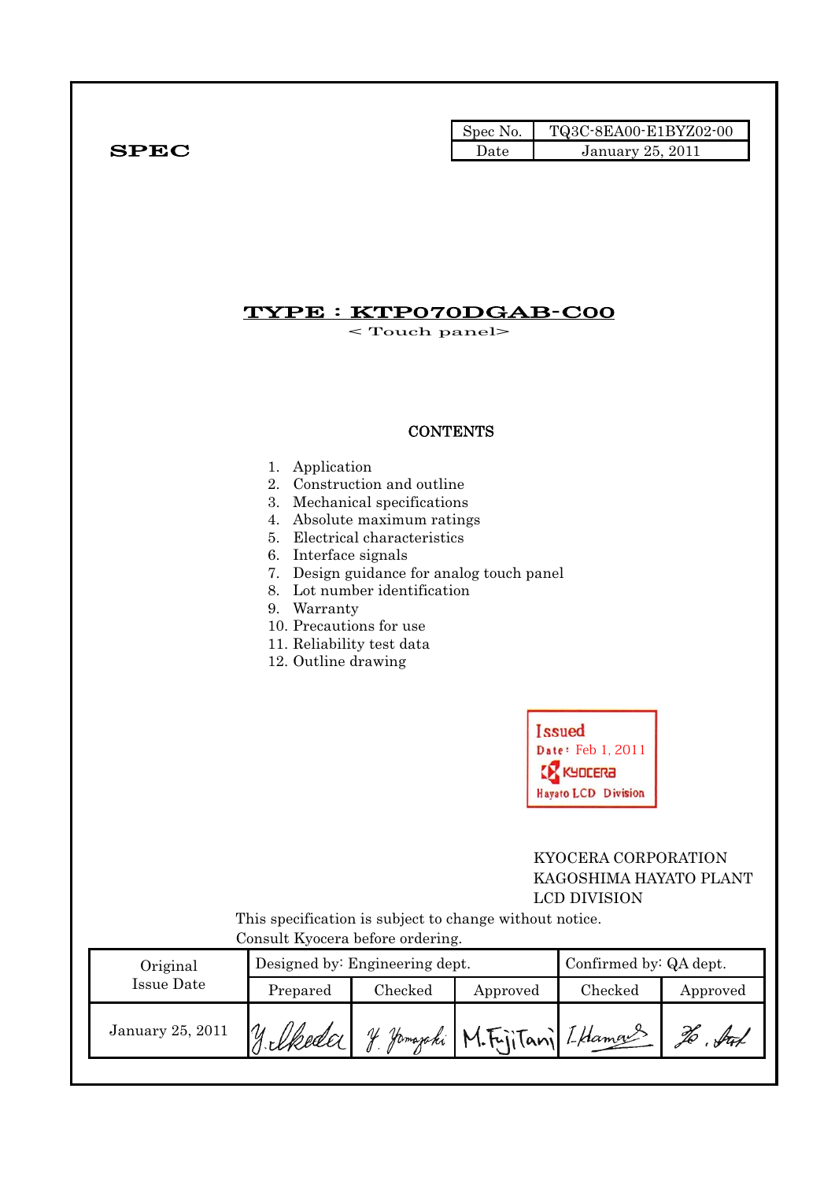**SPEC**

| Spec No. | TQ3C-8EA00-E1BYZ02-00 |
|---|---|
| Date | January 25, 2011 |

# TYPE : KTP070DGAB-C00

< Touch panel>

## CONTENTS

1. Application
2. Construction and outline
3. Mechanical specifications
4. Absolute maximum ratings
5. Electrical characteristics
6. Interface signals
7. Design guidance for analog touch panel
8. Lot number identification
9. Warranty
10. Precautions for use
11. Reliability test data
12. Outline drawing

Issued
Date: Feb 1, 2011
KYOCERA
Hayato LCD Division

KYOCERA CORPORATION
KAGOSHIMA HAYATO PLANT
LCD DIVISION

This specification is subject to change without notice.
Consult Kyocera before ordering.

| Original Issue Date | Designed by: Engineering dept. | | | Confirmed by: QA dept. | |
|---|---|---|---|---|---|
| | Prepared | Checked | Approved | Checked | Approved |
| January 25, 2011 | Y. Ikeda | Y. Yamazaki | M. FujiTani | I. Hamano | Ho. Ito |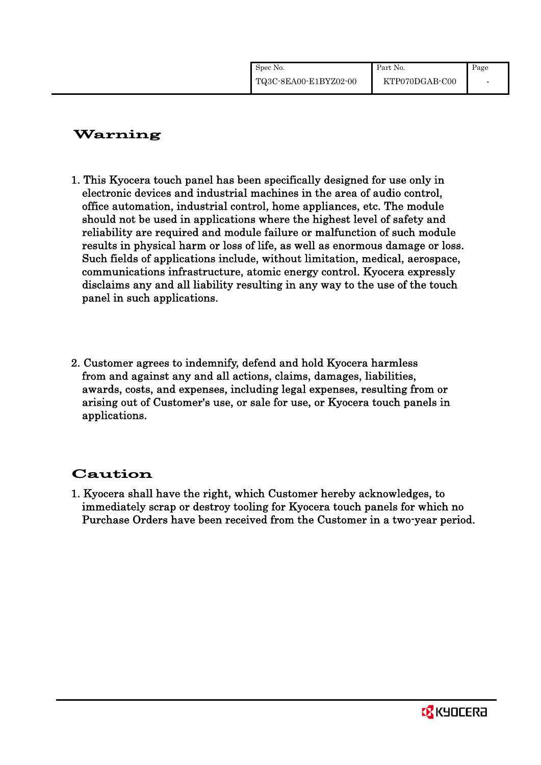# Warning

1. This Kyocera touch panel has been specifically designed for use only in electronic devices and industrial machines in the area of audio control, office automation, industrial control, home appliances, etc. The module should not be used in applications where the highest level of safety and reliability are required and module failure or malfunction of such module results in physical harm or loss of life, as well as enormous damage or loss. Such fields of applications include, without limitation, medical, aerospace, communications infrastructure, atomic energy control. Kyocera expressly disclaims any and all liability resulting in any way to the use of the touch panel in such applications.

2. Customer agrees to indemnify, defend and hold Kyocera harmless from and against any and all actions, claims, damages, liabilities, awards, costs, and expenses, including legal expenses, resulting from or arising out of Customer's use, or sale for use, or Kyocera touch panels in applications.

# Caution

1. Kyocera shall have the right, which Customer hereby acknowledges, to immediately scrap or destroy tooling for Kyocera touch panels for which no Purchase Orders have been received from the Customer in a two-year period.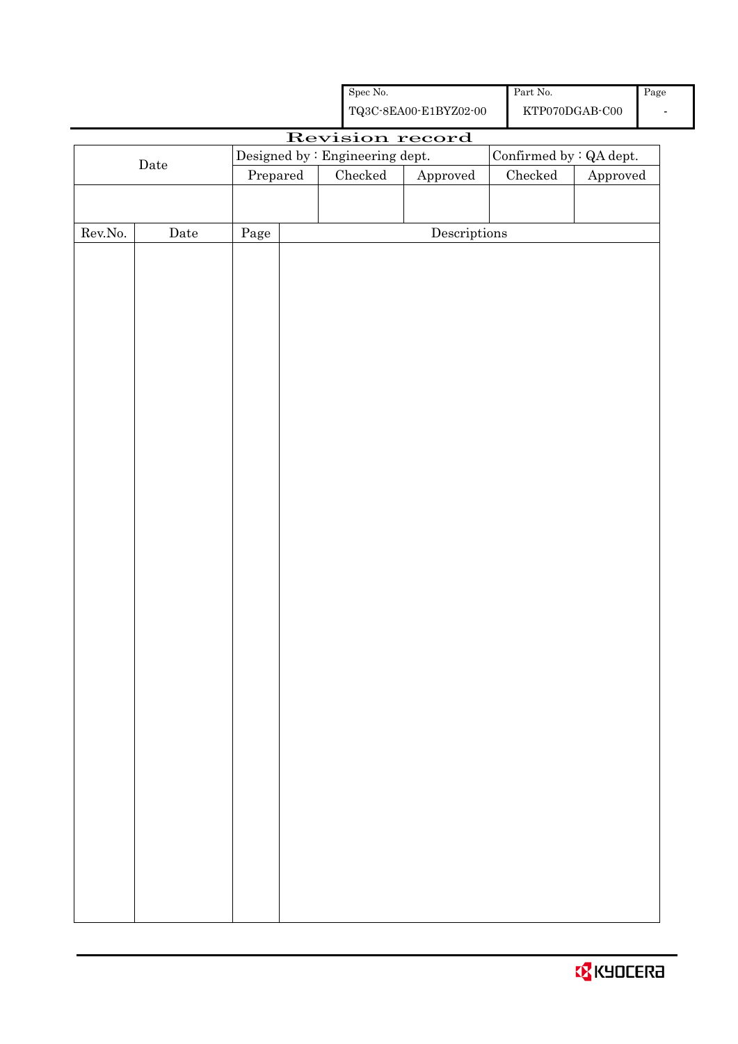| Spec No. | Part No. | Page |
|---|---|---|
| TQ3C-8EA00-E1BYZ02-00 | KTP070DGAB-C00 | - |

# Revision record

| Date | Designed by : Engineering dept. | | | Confirmed by : QA dept. | |
|---|---|---|---|---|---|
| | Prepared | Checked | Approved | Checked | Approved |
| | | | | | |

| Rev.No. | Date | Page | Descriptions |
|---|---|---|---|
| | | | |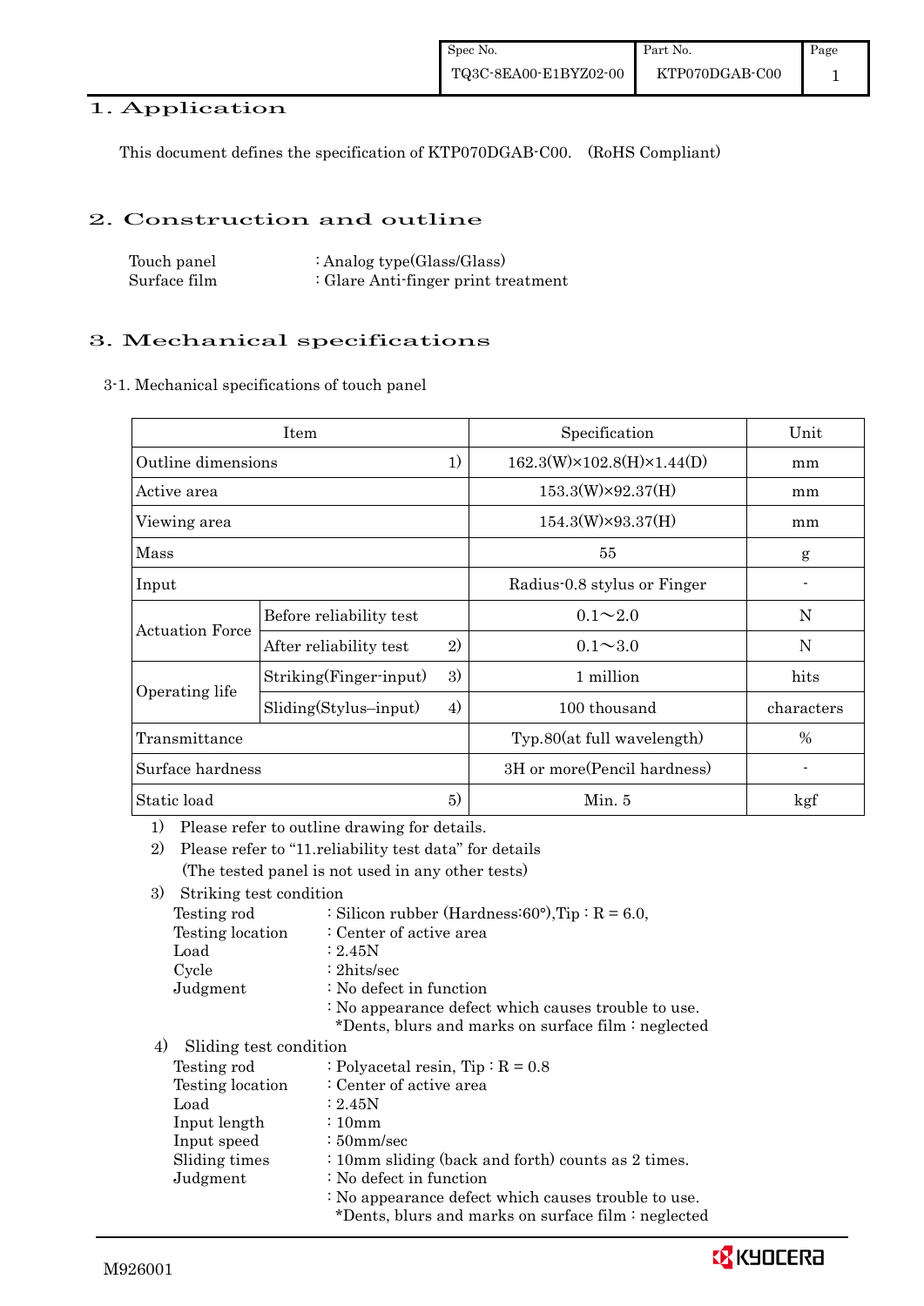# 1. Application

This document defines the specification of KTP070DGAB-C00. (RoHS Compliant)

# 2. Construction and outline

Touch panel : Analog type(Glass/Glass)
Surface film : Glare Anti-finger print treatment

# 3. Mechanical specifications

3-1. Mechanical specifications of touch panel

| Item | | | Specification | Unit |
|---|---|---|---|---|
| Outline dimensions | | 1) | 162.3(W)×102.8(H)×1.44(D) | mm |
| Active area | | | 153.3(W)×92.37(H) | mm |
| Viewing area | | | 154.3(W)×93.37(H) | mm |
| Mass | | | 55 | g |
| Input | | | Radius-0.8 stylus or Finger | - |
| Actuation Force | Before reliability test | | 0.1～2.0 | N |
| | After reliability test | 2) | 0.1～3.0 | N |
| Operating life | Striking(Finger-input) | 3) | 1 million | hits |
| | Sliding(Stylus–input) | 4) | 100 thousand | characters |
| Transmittance | | | Typ.80(at full wavelength) | % |
| Surface hardness | | | 3H or more(Pencil hardness) | - |
| Static load | | 5) | Min. 5 | kgf |

1) Please refer to outline drawing for details.
2) Please refer to "11.reliability test data" for details
 (The tested panel is not used in any other tests)
3) Striking test condition
 - Testing rod : Silicon rubber (Hardness:60°),Tip : R = 6.0,
 - Testing location : Center of active area
 - Load : 2.45N
 - Cycle : 2hits/sec
 - Judgment : No defect in function
 : No appearance defect which causes trouble to use.
 *Dents, blurs and marks on surface film : neglected
4) Sliding test condition
 - Testing rod : Polyacetal resin, Tip : R = 0.8
 - Testing location : Center of active area
 - Load : 2.45N
 - Input length : 10mm
 - Input speed : 50mm/sec
 - Sliding times : 10mm sliding (back and forth) counts as 2 times.
 - Judgment : No defect in function
 : No appearance defect which causes trouble to use.
 *Dents, blurs and marks on surface film : neglected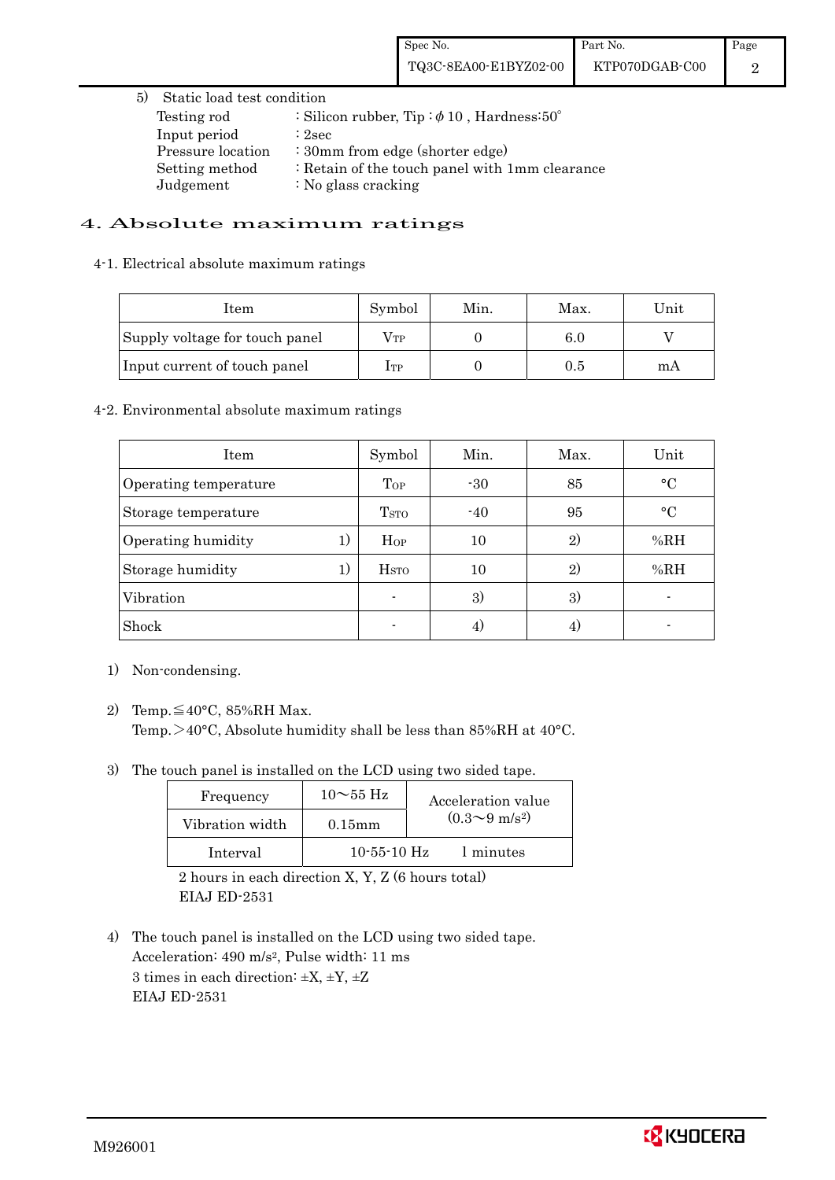5) Static load test condition

| | |
|---|---|
| Testing rod | : Silicon rubber, Tip : $\phi$10 , Hardness:50° |
| Input period | : 2sec |
| Pressure location | : 30mm from edge (shorter edge) |
| Setting method | : Retain of the touch panel with 1mm clearance |
| Judgement | : No glass cracking |

# 4. Absolute maximum ratings

4-1. Electrical absolute maximum ratings

| Item | Symbol | Min. | Max. | Unit |
|---|---|---|---|---|
| Supply voltage for touch panel | $V_{TP}$ | 0 | 6.0 | V |
| Input current of touch panel | $I_{TP}$ | 0 | 0.5 | mA |

4-2. Environmental absolute maximum ratings

| Item | Symbol | Min. | Max. | Unit |
|---|---|---|---|---|
| Operating temperature | $T_{OP}$ | -30 | 85 | °C |
| Storage temperature | $T_{STO}$ | -40 | 95 | °C |
| Operating humidity 1) | $H_{OP}$ | 10 | 2) | %RH |
| Storage humidity 1) | $H_{STO}$ | 10 | 2) | %RH |
| Vibration | - | 3) | 3) | - |
| Shock | - | 4) | 4) | - |

1) Non-condensing.

2) Temp.≦40°C, 85%RH Max.
Temp.＞40°C, Absolute humidity shall be less than 85%RH at 40°C.

3) The touch panel is installed on the LCD using two sided tape.

| Frequency | 10～55 Hz | Acceleration value ($0.3～9$ m/s$^2$) |
|---|---|---|
| Vibration width | 0.15mm | |
| Interval | 10-55-10 Hz | 1 minutes |

2 hours in each direction X, Y, Z (6 hours total)
EIAJ ED-2531

4) The touch panel is installed on the LCD using two sided tape.
Acceleration: 490 m/s$^2$, Pulse width: 11 ms
3 times in each direction: ±X, ±Y, ±Z
EIAJ ED-2531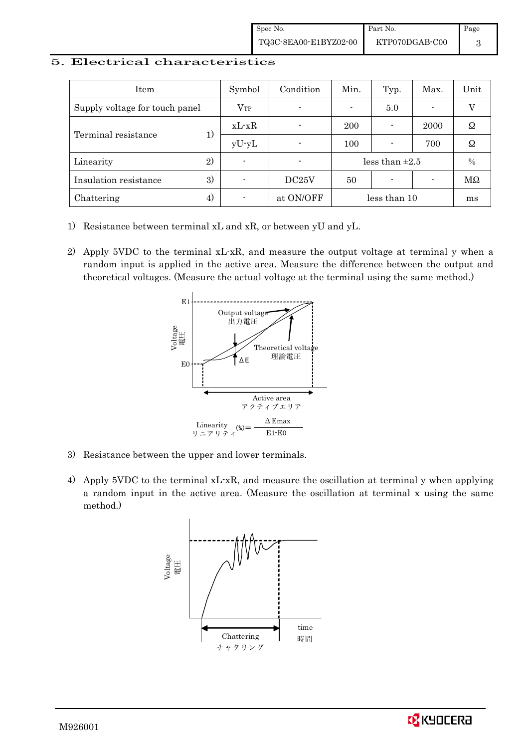## 5. Electrical characteristics

| Item | | Symbol | Condition | Min. | Typ. | Max. | Unit |
|---|---|---|---|---|---|---|---|
| Supply voltage for touch panel | | $V_{TP}$ | - | - | 5.0 | - | V |
| Terminal resistance | 1) | xL-xR | - | 200 | - | 2000 | Ω |
| | | yU-yL | - | 100 | - | 700 | Ω |
| Linearity | 2) | - | - | less than ±2.5 | | | % |
| Insulation resistance | 3) | - | DC25V | 50 | - | - | MΩ |
| Chattering | 4) | - | at ON/OFF | less than 10 | | | ms |

1) Resistance between terminal xL and xR, or between yU and yL.

2) Apply 5VDC to the terminal xL-xR, and measure the output voltage at terminal y when a random input is applied in the active area. Measure the difference between the output and theoretical voltages. (Measure the actual voltage at the terminal using the same method.)

Voltage 電圧 / E1 / E0 / Output voltage 出力電圧 / Theoretical voltage 理論電圧 / ΔE / Active area アクティブエリア

$$\text{Linearity (\%)} = \frac{\Delta E_{max}}{E1 - E0}$$

リニアリティ

3) Resistance between the upper and lower terminals.

4) Apply 5VDC to the terminal xL-xR, and measure the oscillation at terminal y when applying a random input in the active area. (Measure the oscillation at terminal x using the same method.)

Voltage 電圧 / time 時間 / Chattering チャタリング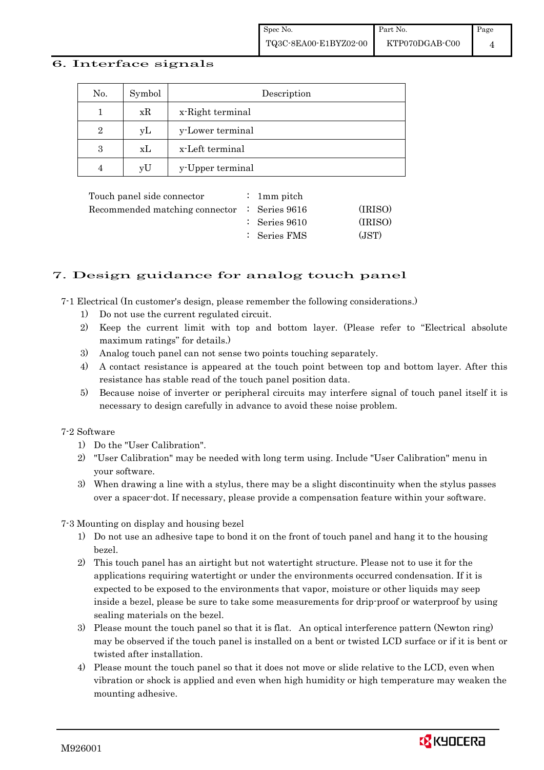## 6. Interface signals

| No. | Symbol | Description |
|---|---|---|
| 1 | xR | x-Right terminal |
| 2 | yL | y-Lower terminal |
| 3 | xL | x-Left terminal |
| 4 | yU | y-Upper terminal |

| | | | |
|---|---|---|---|
| Touch panel side connector | : | 1mm pitch | |
| Recommended matching connector | : | Series 9616 | (IRISO) |
| | : | Series 9610 | (IRISO) |
| | : | Series FMS | (JST) |

## 7. Design guidance for analog touch panel

7-1 Electrical (In customer's design, please remember the following considerations.)

1) Do not use the current regulated circuit.
2) Keep the current limit with top and bottom layer. (Please refer to "Electrical absolute maximum ratings" for details.)
3) Analog touch panel can not sense two points touching separately.
4) A contact resistance is appeared at the touch point between top and bottom layer. After this resistance has stable read of the touch panel position data.
5) Because noise of inverter or peripheral circuits may interfere signal of touch panel itself it is necessary to design carefully in advance to avoid these noise problem.

7-2 Software

1) Do the "User Calibration".
2) "User Calibration" may be needed with long term using. Include "User Calibration" menu in your software.
3) When drawing a line with a stylus, there may be a slight discontinuity when the stylus passes over a spacer-dot. If necessary, please provide a compensation feature within your software.

7-3 Mounting on display and housing bezel

1) Do not use an adhesive tape to bond it on the front of touch panel and hang it to the housing bezel.
2) This touch panel has an airtight but not watertight structure. Please not to use it for the applications requiring watertight or under the environments occurred condensation. If it is expected to be exposed to the environments that vapor, moisture or other liquids may seep inside a bezel, please be sure to take some measurements for drip-proof or waterproof by using sealing materials on the bezel.
3) Please mount the touch panel so that it is flat. An optical interference pattern (Newton ring) may be observed if the touch panel is installed on a bent or twisted LCD surface or if it is bent or twisted after installation.
4) Please mount the touch panel so that it does not move or slide relative to the LCD, even when vibration or shock is applied and even when high humidity or high temperature may weaken the mounting adhesive.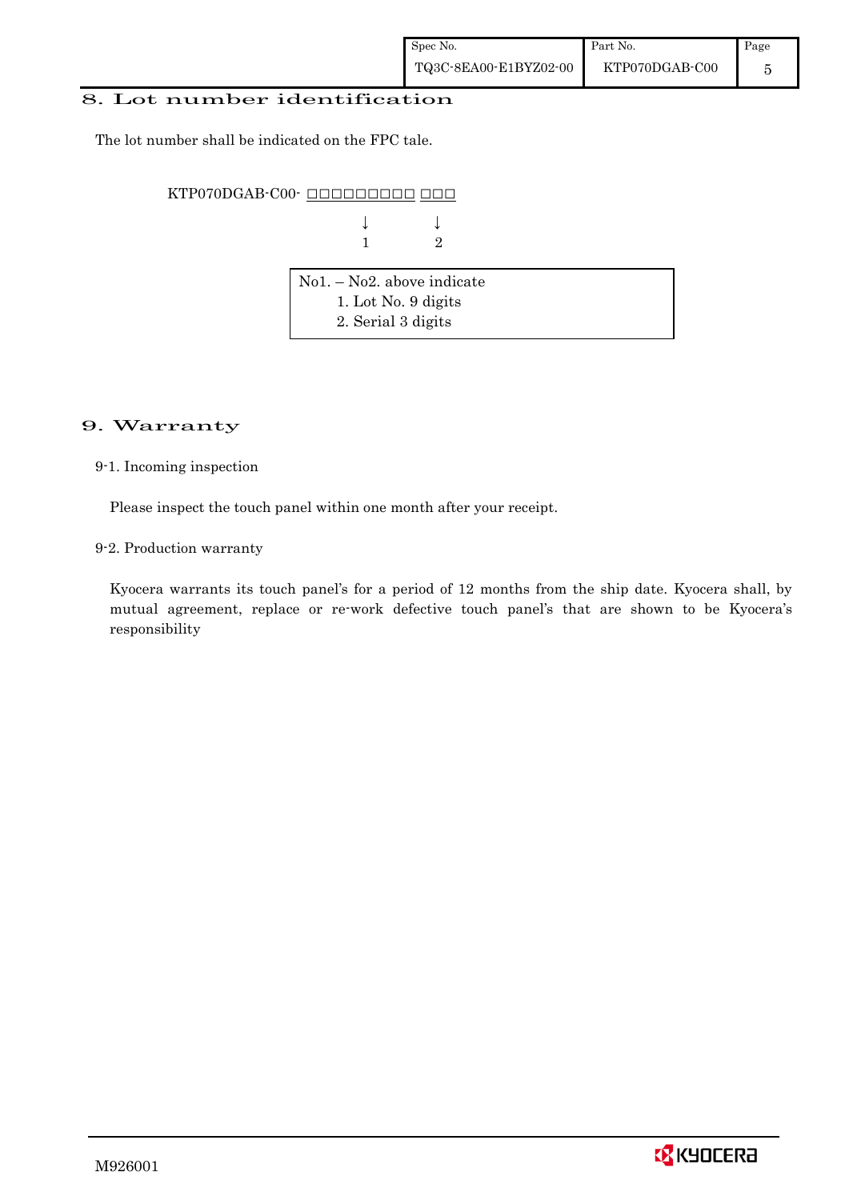## 8. Lot number identification

The lot number shall be indicated on the FPC tale.

```
KTP070DGAB-C00- □□□□□□□□□ □□□
                    ↓        ↓
                    1        2
```

| No1. – No2. above indicate |
|---|
| 1. Lot No. 9 digits |
| 2. Serial 3 digits |

## 9. Warranty

### 9-1. Incoming inspection

Please inspect the touch panel within one month after your receipt.

### 9-2. Production warranty

Kyocera warrants its touch panel's for a period of 12 months from the ship date. Kyocera shall, by mutual agreement, replace or re-work defective touch panel's that are shown to be Kyocera's responsibility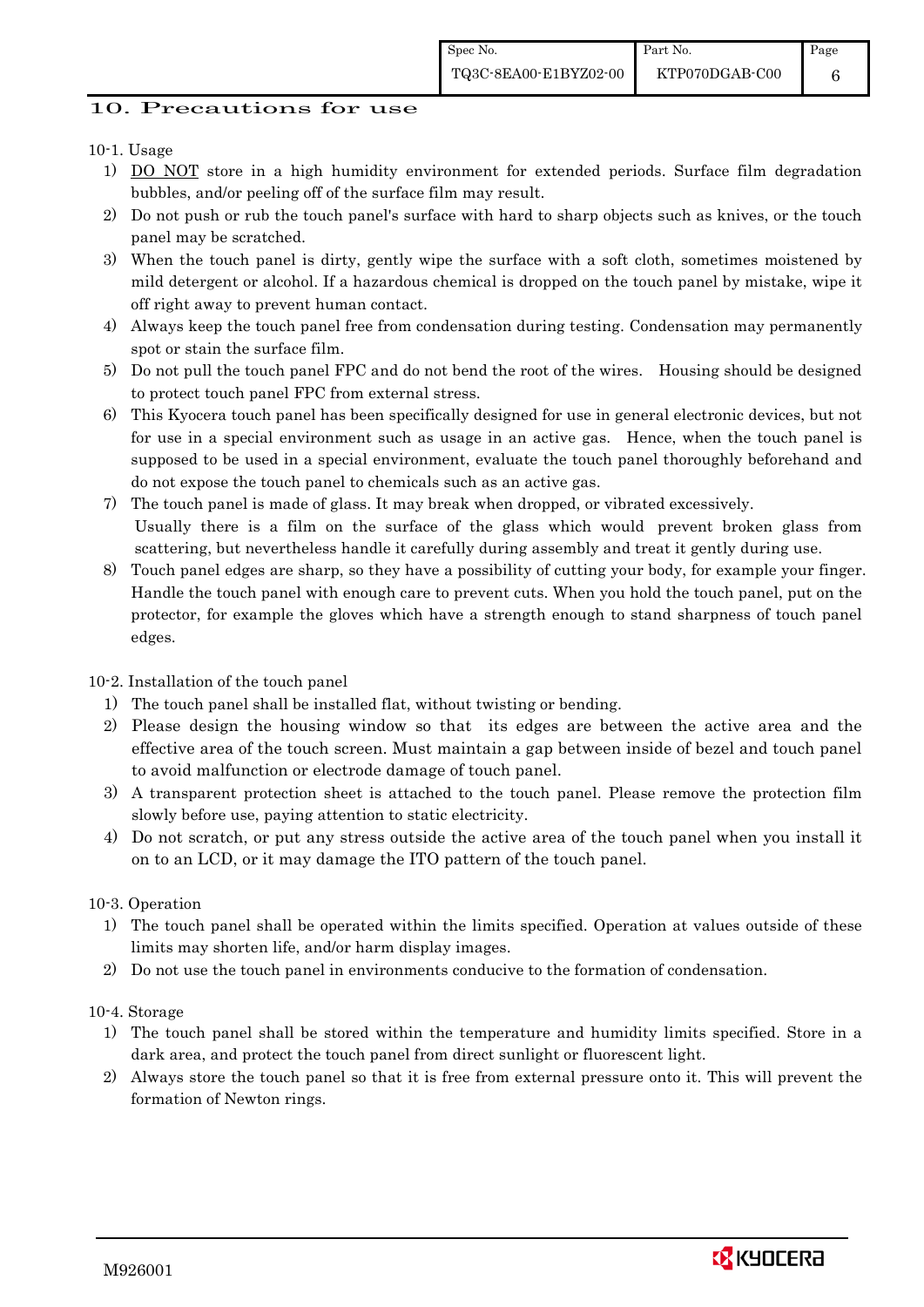## 10. Precautions for use

10-1. Usage

1) DO NOT store in a high humidity environment for extended periods. Surface film degradation bubbles, and/or peeling off of the surface film may result.
2) Do not push or rub the touch panel's surface with hard to sharp objects such as knives, or the touch panel may be scratched.
3) When the touch panel is dirty, gently wipe the surface with a soft cloth, sometimes moistened by mild detergent or alcohol. If a hazardous chemical is dropped on the touch panel by mistake, wipe it off right away to prevent human contact.
4) Always keep the touch panel free from condensation during testing. Condensation may permanently spot or stain the surface film.
5) Do not pull the touch panel FPC and do not bend the root of the wires. Housing should be designed to protect touch panel FPC from external stress.
6) This Kyocera touch panel has been specifically designed for use in general electronic devices, but not for use in a special environment such as usage in an active gas. Hence, when the touch panel is supposed to be used in a special environment, evaluate the touch panel thoroughly beforehand and do not expose the touch panel to chemicals such as an active gas.
7) The touch panel is made of glass. It may break when dropped, or vibrated excessively.
   Usually there is a film on the surface of the glass which would prevent broken glass from scattering, but nevertheless handle it carefully during assembly and treat it gently during use.
8) Touch panel edges are sharp, so they have a possibility of cutting your body, for example your finger. Handle the touch panel with enough care to prevent cuts. When you hold the touch panel, put on the protector, for example the gloves which have a strength enough to stand sharpness of touch panel edges.

10-2. Installation of the touch panel

1) The touch panel shall be installed flat, without twisting or bending.
2) Please design the housing window so that its edges are between the active area and the effective area of the touch screen. Must maintain a gap between inside of bezel and touch panel to avoid malfunction or electrode damage of touch panel.
3) A transparent protection sheet is attached to the touch panel. Please remove the protection film slowly before use, paying attention to static electricity.
4) Do not scratch, or put any stress outside the active area of the touch panel when you install it on to an LCD, or it may damage the ITO pattern of the touch panel.

10-3. Operation

1) The touch panel shall be operated within the limits specified. Operation at values outside of these limits may shorten life, and/or harm display images.
2) Do not use the touch panel in environments conducive to the formation of condensation.

10-4. Storage

1) The touch panel shall be stored within the temperature and humidity limits specified. Store in a dark area, and protect the touch panel from direct sunlight or fluorescent light.
2) Always store the touch panel so that it is free from external pressure onto it. This will prevent the formation of Newton rings.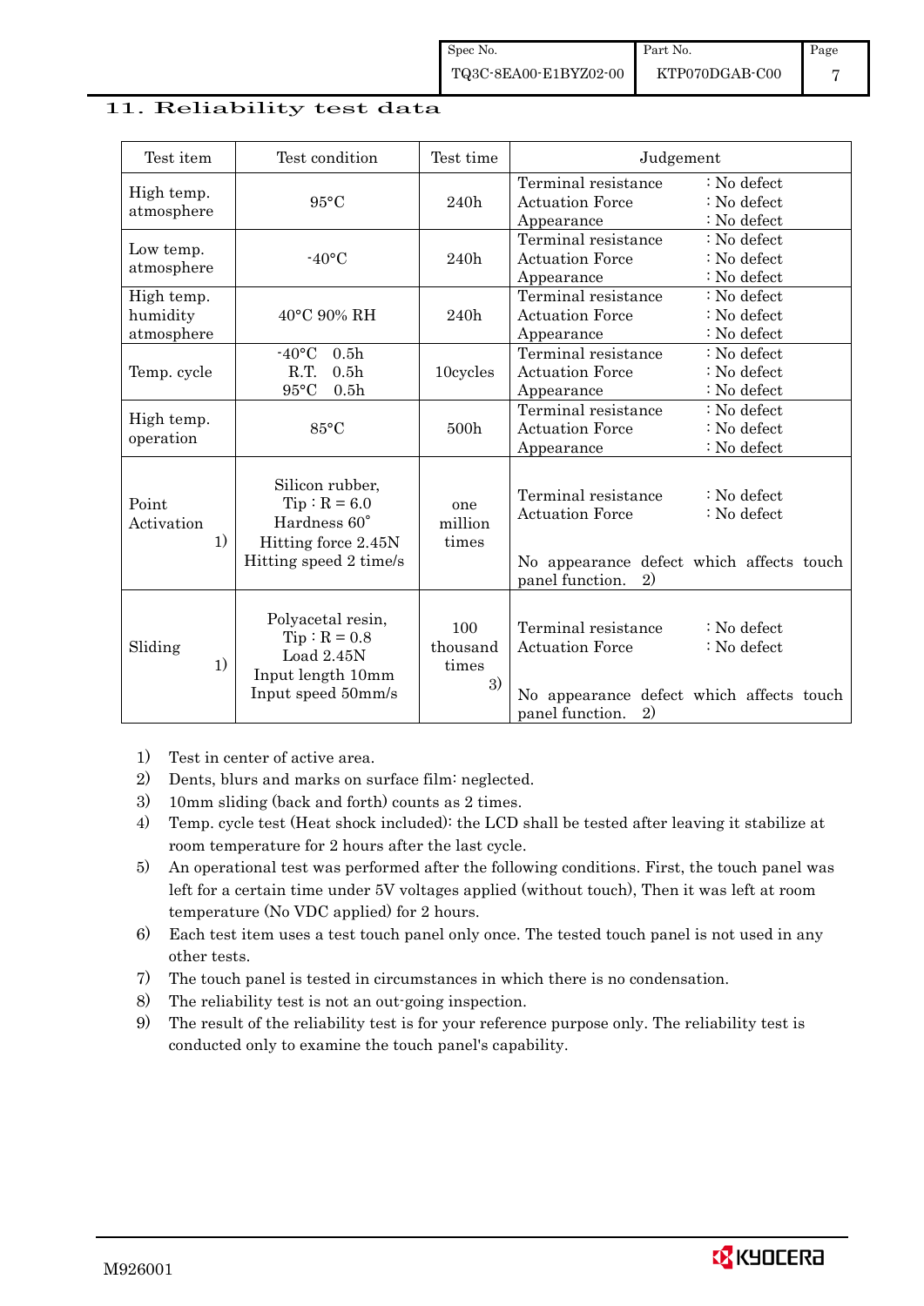## 11. Reliability test data

| Test item | Test condition | Test time | Judgement |
|---|---|---|---|
| High temp. atmosphere | 95°C | 240h | Terminal resistance : No defect<br>Actuation Force : No defect<br>Appearance : No defect |
| Low temp. atmosphere | -40°C | 240h | Terminal resistance : No defect<br>Actuation Force : No defect<br>Appearance : No defect |
| High temp. humidity atmosphere | 40°C 90% RH | 240h | Terminal resistance : No defect<br>Actuation Force : No defect<br>Appearance : No defect |
| Temp. cycle | -40°C 0.5h<br>R.T. 0.5h<br>95°C 0.5h | 10cycles | Terminal resistance : No defect<br>Actuation Force : No defect<br>Appearance : No defect |
| High temp. operation | 85°C | 500h | Terminal resistance : No defect<br>Actuation Force : No defect<br>Appearance : No defect |
| Point Activation 1) | Silicon rubber,<br>Tip : R = 6.0<br>Hardness 60°<br>Hitting force 2.45N<br>Hitting speed 2 time/s | one million times | Terminal resistance : No defect<br>Actuation Force : No defect<br><br>No appearance defect which affects touch panel function. 2) |
| Sliding 1) | Polyacetal resin,<br>Tip : R = 0.8<br>Load 2.45N<br>Input length 10mm<br>Input speed 50mm/s | 100 thousand times 3) | Terminal resistance : No defect<br>Actuation Force : No defect<br><br>No appearance defect which affects touch panel function. 2) |

1) Test in center of active area.
2) Dents, blurs and marks on surface film: neglected.
3) 10mm sliding (back and forth) counts as 2 times.
4) Temp. cycle test (Heat shock included): the LCD shall be tested after leaving it stabilize at room temperature for 2 hours after the last cycle.
5) An operational test was performed after the following conditions. First, the touch panel was left for a certain time under 5V voltages applied (without touch), Then it was left at room temperature (No VDC applied) for 2 hours.
6) Each test item uses a test touch panel only once. The tested touch panel is not used in any other tests.
7) The touch panel is tested in circumstances in which there is no condensation.
8) The reliability test is not an out-going inspection.
9) The result of the reliability test is for your reference purpose only. The reliability test is conducted only to examine the touch panel's capability.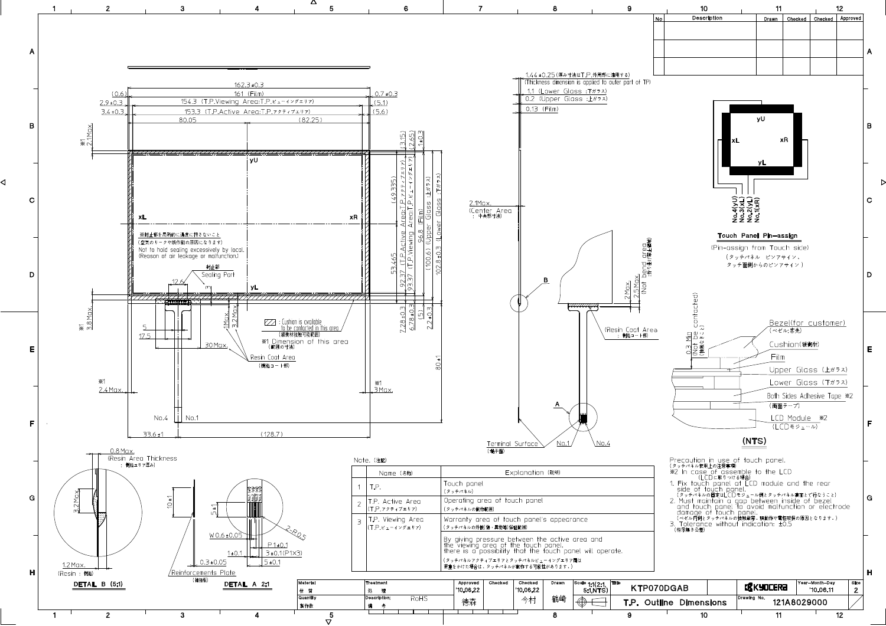# T.P. Outline Dimensions

| No | Description | Drawn | Checked | Checked | Approved |
|---|---|---|---|---|---|
| | | | | | |
| | | | | | |
| | | | | | |

**Dimensions (front view):**

- 162.3±0.3
- (0.6) / 161 (Film) / 0.7±0.3
- 2.9±0.3 / 154.3 (T.P.Viewing Area:T.P.ビューイングエリア) / (5.1)
- 3.4±0.3 / 153.3 (T.P.Active Area:T.P.アクティブエリア) / (5.6)
- 80.05 / (82.25)
- ※1 2.1Max.
- (3.15) / (2.65) / 1±0.3
- (49.335) / 53.465
- 92.37 (T.P.Active Area:T.P.アクティブエリア)
- 93.37 (T.P.Viewing Area:T.P.ビューイングエリア)
- 96.8 (Film)
- (100.6) (Upper Glass :上ガラス)
- 102.8±0.3 (Lower Glass :下ガラス)
- 7.28±0.3 / 6.78±0.3 / (5) / 2.2±0.3
- 80±1
- yU / xL / xR / yL

※封止部を局所的に過度に押さないこと
(空気のリークや誤作動の原因になります)
Not to hold sealing excessively by local.
(Reason of air leakage or malfunction.)

封止部 Sealing Part

- 12.6
- ※1 3.8Max.
- 5 / 17.5
- 1Max. / 3.2Max.
- 30Max.
- : Cushion is available to be contacted in this area (緩衝材接触可能範囲)
- ※1 Dimension of this area (範囲の寸法)
- Resin Coat Area (樹脂コート部)
- ※1 2.4Max.
- ※1 3Max.
- No.4 / No.1
- 33.6±1 / (128.7)

**Side view:**

- 1.44±0.25 (厚み寸法はT.P.外周部に適用する) (Thickness dimension is applied to outer part of TP)
- 1.1 (Lower Glass :下ガラス)
- 0.2 (Upper Glass :上ガラス)
- 0.13 (Film)
- 2.1Max. (Center Area : 中央部寸法)
- B
- 2Max.
- 2.5Max. (Not bend area :折り曲げ禁止範囲)
- (Resin Coat Area : 樹脂コート部)
- A
- Terminal Surface (端子面)
- No.1 / No.4

**Touch Panel Pin-assign**

- yU / xL / xR / yL
- No.4(yU) / No.3(xL) / No.2(yL) / No.1(xR)

(Pin-assign from Touch side)
(タッチパネル ピンアサイン、タッチ面側からのピンアサイン)

**(NTS)**

- 0.3 Min (Not be contacted) (接触なきこと)
- Bezel(for customer) (ベゼル:客先)
- Cushion(緩衝材)
- Film
- Upper Glass (上ガラス)
- Lower Glass (下ガラス)
- Both Sides Adhesive Tape ※2 (両面テープ)
- LCD Module ※2 (LCDモジュール)

**DETAIL B (5:1)**

- 0.8Max. (Resin Area Thickness : 樹脂エリア厚み)
- 3.2Max.
- 1.2Max. (Resin : 樹脂)

**DETAIL A 2:1**

- 10±1
- 5±1
- W0.6±0.05
- 1±0.1
- 0.3±0.05
- 2-R0.5
- P1±0.1
- 3±0.1(P1X3)
- 5±0.1
- Reinforcements Plate (補強板)

Note.(注記)

| | Name (名称) | Explanation (説明) |
|---|---|---|
| 1 | T.P. | Touch panel (タッチパネル) |
| 2 | T.P. Active Area (T.P.アクティブエリア) | Operating area of touch panel (タッチパネルの動作範囲) |
| 3 | T.P. Viewing Area (T.P.ビューイングエリア) | Warranty area of touch panel's appearance (タッチパネルの外観(傷・異物等)保証範囲) |
| | | By giving pressure between the active area and the viewing area of the touch panel, there is a possibility that the touch panel will operate. (タッチパネルアクティブエリアとタッチパネルビューイングエリア間は荷重をかけた場合は、タッチパネルが動作する可能性があります。) |

Precaution in use of touch panel.
(タッチパネル使用上の注意事項)
※2 In case of assemble to the LCD
(LCDに取り付ける場合)

1. Fix touch panel at LCD module and the rear side of touch panel.
(タッチパネルの固定はLCDモジュール側とタッチパネル裏面とで行なうこと)
2. Must maintain a gap between inside of bezel and touch panel to avoid malfunction or electrode damage of touch panel.
(ベゼル内側とタッチパネルの接触厳禁、誤動作や電極破損の原因となります。)
3. Tolerance without indication: ±0.5
(指示無き公差)

| Material 材質 | Treatment 処理 | Approved | Checked | Checked | Drawn | Scale | Title | | Year-Month-Day | Size |
|---|---|---|---|---|---|---|---|---|---|---|
| | | '10,06,22 | | '10,06,22 | | 1:1(2:1, 5:1,NTS) | KTP070DGAB | KYOCERA | '10.06.11 | 2 |
| Quantity 製作数 | Description; 備考 RoHS | 徳森 | | 今村 | 龍崎 | | T.P. Outline Dimensions | Drawing No. 121A8029000 | | |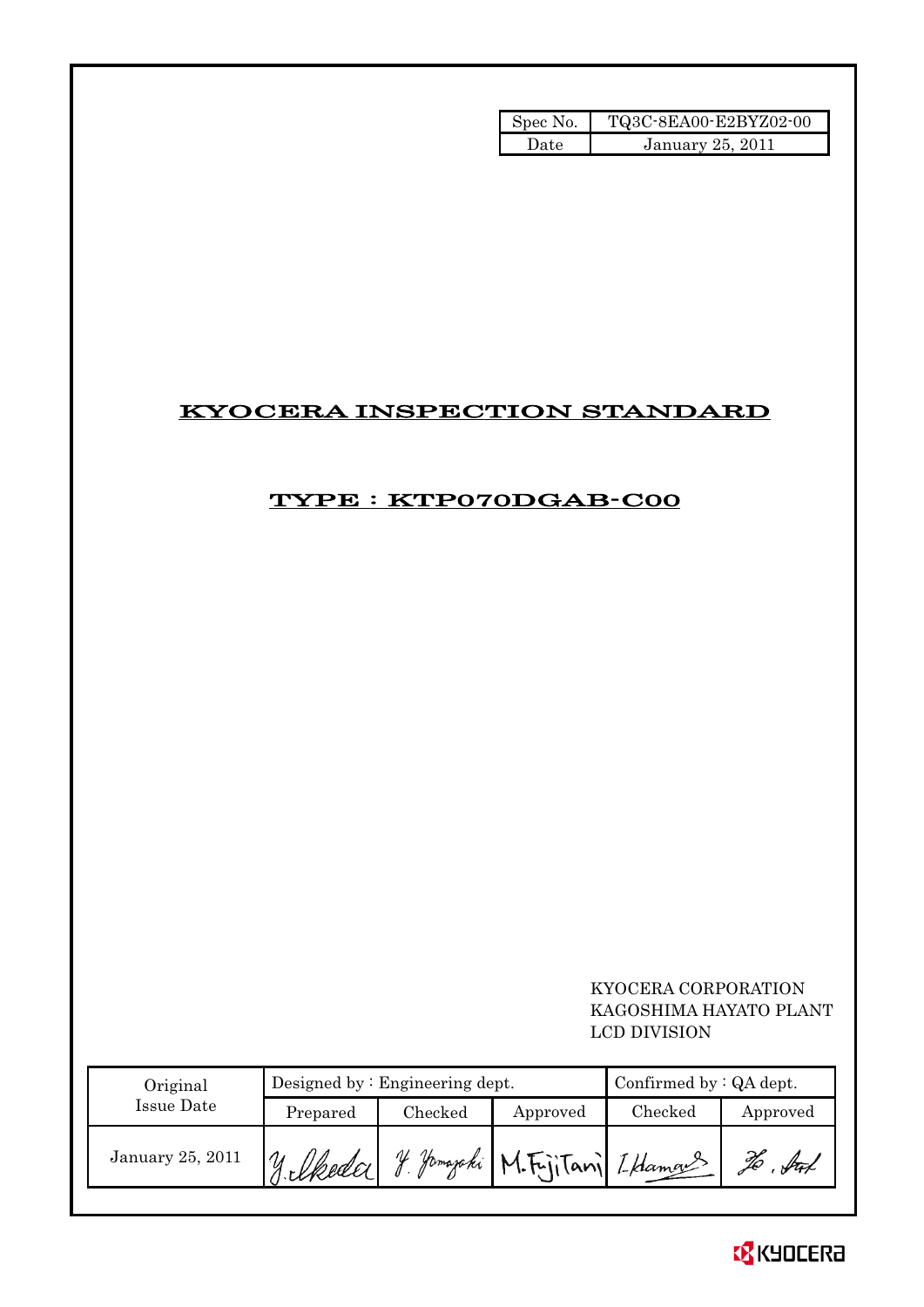| Spec No. | TQ3C-8EA00-E2BYZ02-00 |
| --- | --- |
| Date | January 25, 2011 |

# KYOCERA INSPECTION STANDARD

## TYPE : KTP070DGAB-C00

KYOCERA CORPORATION
KAGOSHIMA HAYATO PLANT
LCD DIVISION

| Original Issue Date | Designed by : Engineering dept. | | | Confirmed by : QA dept. | |
| --- | --- | --- | --- | --- | --- |
| | Prepared | Checked | Approved | Checked | Approved |
| January 25, 2011 | Y. Ikeda | Y. Yamazaki | M. Fujitani | I. Hamano | |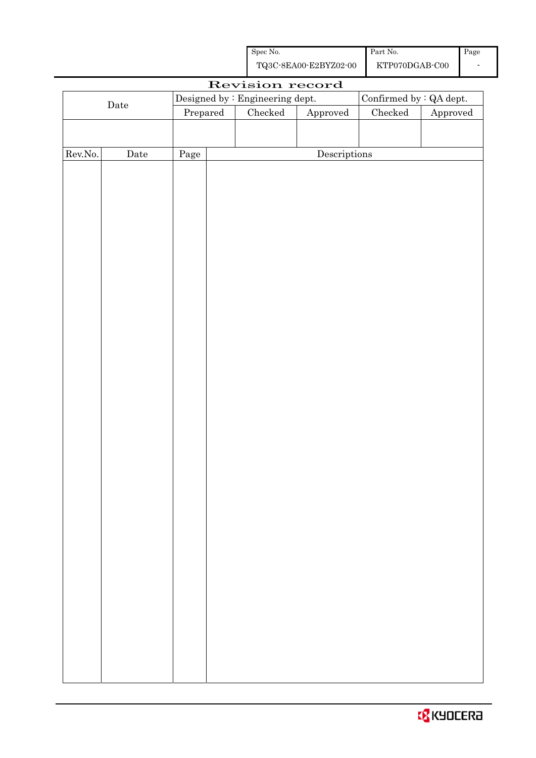| Spec No. | Part No. | Page |
| --- | --- | --- |
| TQ3C-8EA00-E2BYZ02-00 | KTP070DGAB-C00 | - |

# Revision record

| Date | Designed by : Engineering dept. | | | Confirmed by : QA dept. | |
| --- | --- | --- | --- | --- | --- |
| | Prepared | Checked | Approved | Checked | Approved |
| | | | | | |

| Rev.No. | Date | Page | Descriptions |
| --- | --- | --- | --- |
| | | | |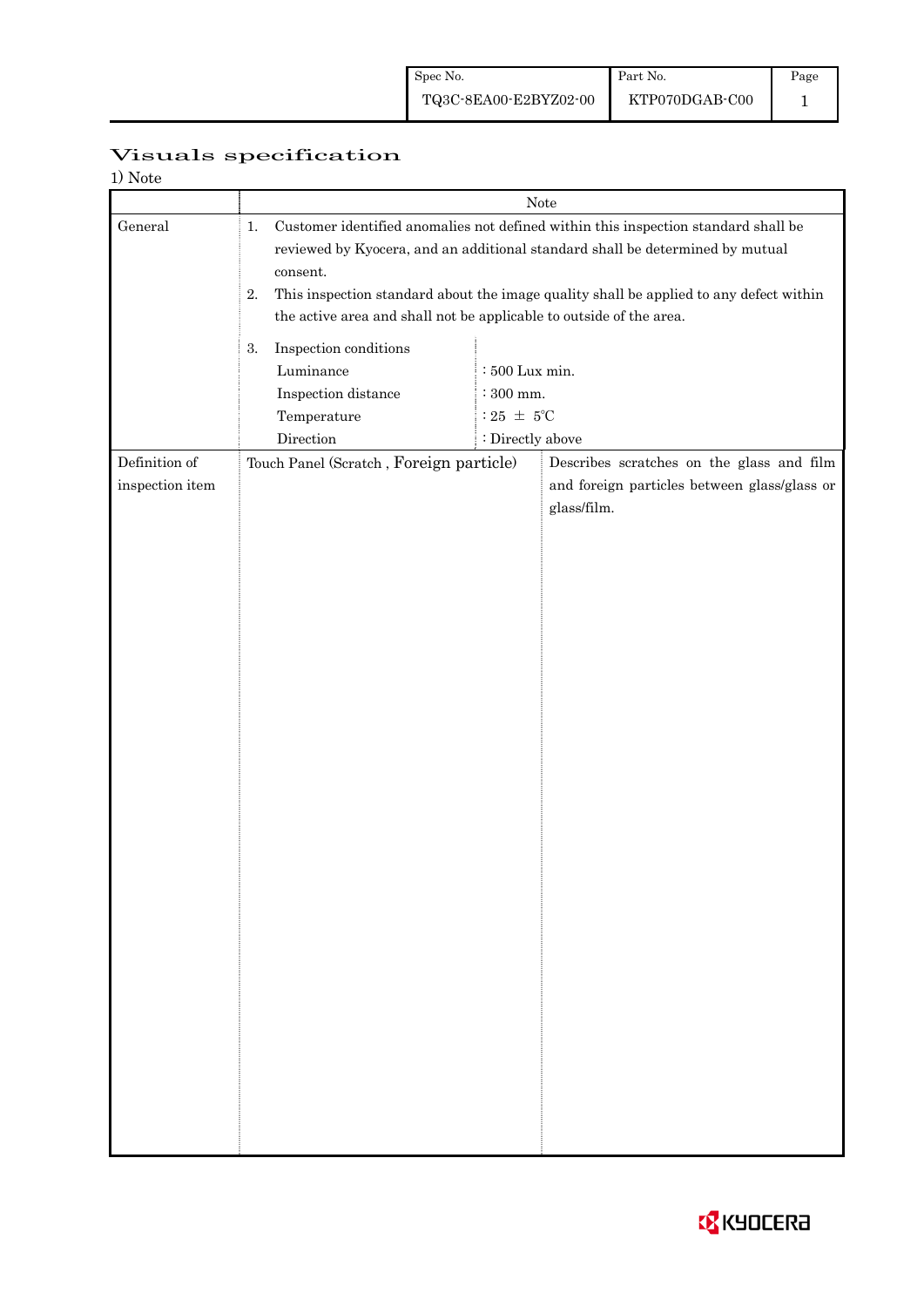# Visuals specification

1) Note

| | Note | |
|---|---|---|
| General | 1. Customer identified anomalies not defined within this inspection standard shall be reviewed by Kyocera, and an additional standard shall be determined by mutual consent.<br>2. This inspection standard about the image quality shall be applied to any defect within the active area and shall not be applicable to outside of the area.<br>3. Inspection conditions<br>Luminance : 500 Lux min.<br>Inspection distance : 300 mm.<br>Temperature : 25 ± 5℃<br>Direction : Directly above | |
| Definition of inspection item | Touch Panel (Scratch , Foreign particle) | Describes scratches on the glass and film and foreign particles between glass/glass or glass/film. |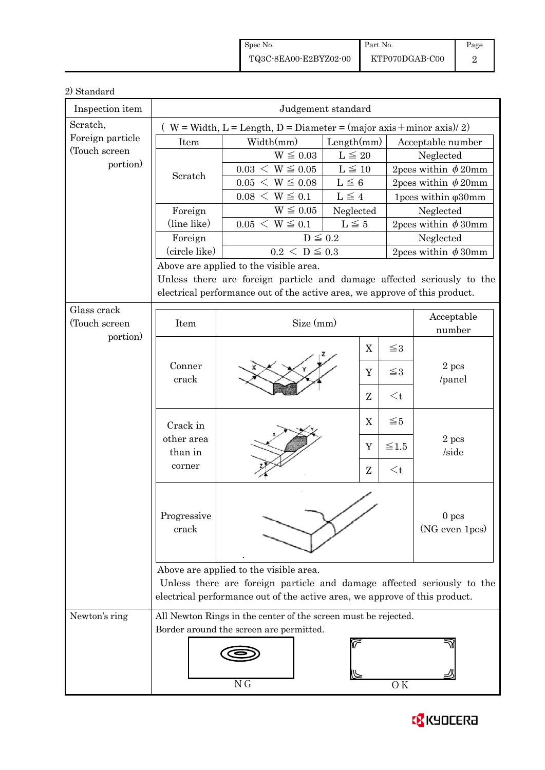2) Standard

| Inspection item | Judgement standard | | | |
|---|---|---|---|---|
| Scratch, Foreign particle (Touch screen portion) | ( W = Width, L = Length, D = Diameter = (major axis + minor axis)/ 2) | | | |
| | Item | Width(mm) | Length(mm) | Acceptable number |
| | Scratch | W ≦ 0.03 | L ≦ 20 | Neglected |
| | | 0.03 < W ≦ 0.05 | L ≦ 10 | 2pces within φ20mm |
| | | 0.05 < W ≦ 0.08 | L ≦ 6 | 2pces within φ20mm |
| | | 0.08 < W ≦ 0.1 | L ≦ 4 | 1pces within φ30mm |
| | Foreign (line like) | W ≦ 0.05 | Neglected | Neglected |
| | | 0.05 < W ≦ 0.1 | L ≦ 5 | 2pces within φ30mm |
| | Foreign (circle like) | D ≦ 0.2 | | Neglected |
| | | 0.2 < D ≦ 0.3 | | 2pces within φ30mm |
| | Above are applied to the visible area. Unless there are foreign particle and damage affected seriously to the electrical performance out of the active area, we approve of this product. | | | |

| Inspection item | Item | Size (mm) | | Acceptable number |
|---|---|---|---|---|
| Glass crack (Touch screen portion) | Conner crack | X | ≦3 | 2 pcs /panel |
| | | Y | ≦3 | |
| | | Z | <t | |
| | Crack in other area than in corner | X | ≦5 | 2 pcs /side |
| | | Y | ≦1.5 | |
| | | Z | <t | |
| | Progressive crack | | | 0 pcs (NG even 1pcs) |

Above are applied to the visible area.
Unless there are foreign particle and damage affected seriously to the electrical performance out of the active area, we approve of this product.

**Newton's ring**

All Newton Rings in the center of the screen must be rejected.
Border around the screen are permitted.

NG

OK